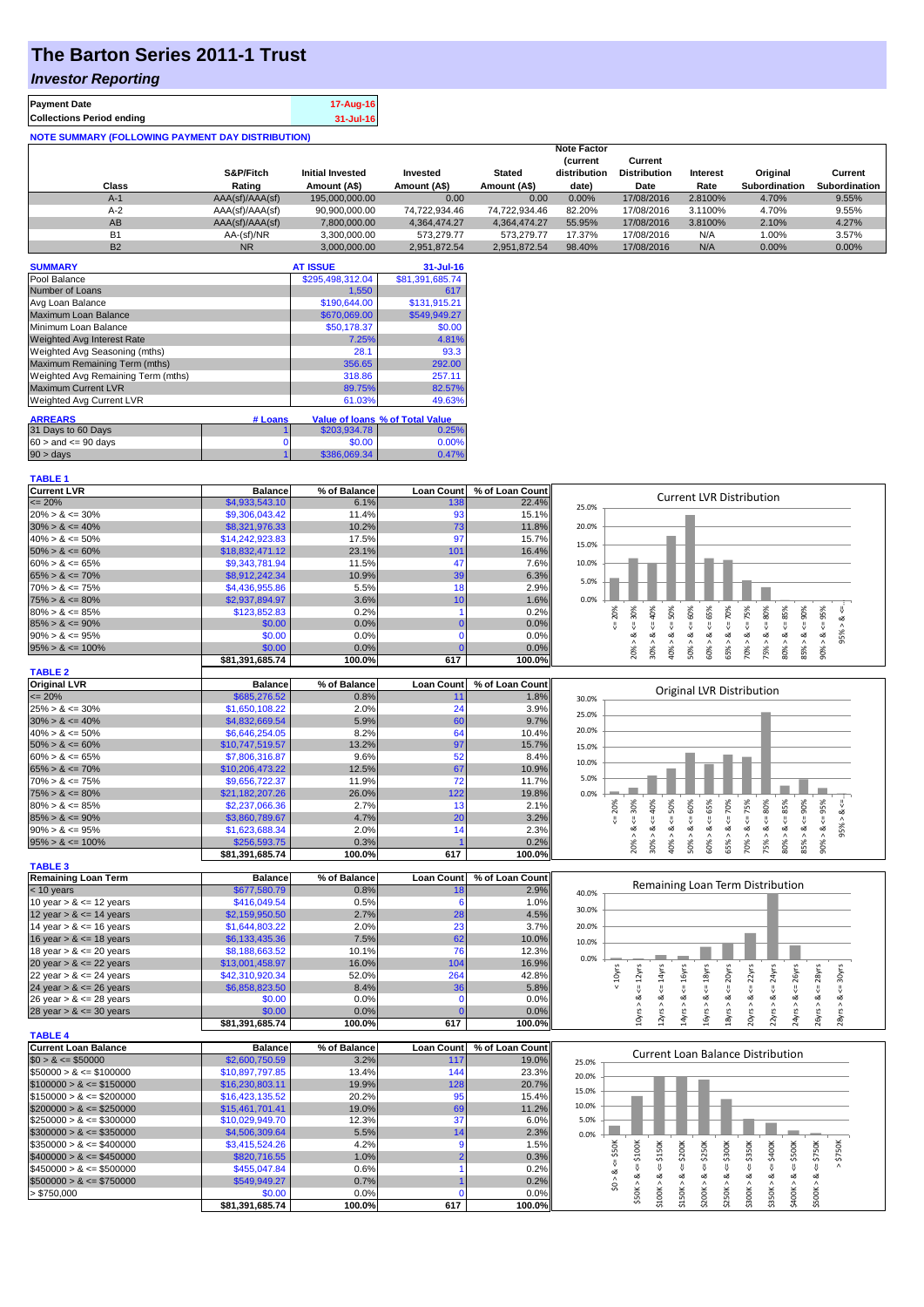# The Barton Series 2011-1 Trust

## *Investor Reporting*

| | |
|---|---|
| **Payment Date** | 17-Aug-16 |
| **Collections Period ending** | 31-Jul-16 |

**NOTE SUMMARY (FOLLOWING PAYMENT DAY DISTRIBUTION)**

| Class | S&P/Fitch Rating | Initial Invested Amount (A$) | Invested Amount (A$) | Stated Amount (A$) | Note Factor (current distribution date) | Current Distribution Date | Interest Rate | Original Subordination | Current Subordination |
|---|---|---|---|---|---|---|---|---|---|
| A-1 | AAA(sf)/AAA(sf) | 195,000,000.00 | 0.00 | 0.00 | 0.00% | 17/08/2016 | 2.8100% | 4.70% | 9.55% |
| A-2 | AAA(sf)/AAA(sf) | 90,900,000.00 | 74,722,934.46 | 74,722,934.46 | 82.20% | 17/08/2016 | 3.1100% | 4.70% | 9.55% |
| AB | AAA(sf)/AAA(sf) | 7,800,000.00 | 4,364,474.27 | 4,364,474.27 | 55.95% | 17/08/2016 | 3.8100% | 2.10% | 4.27% |
| B1 | AA-(sf)/NR | 3,300,000.00 | 573,279.77 | 573,279.77 | 17.37% | 17/08/2016 | N/A | 1.00% | 3.57% |
| B2 | NR | 3,000,000.00 | 2,951,872.54 | 2,951,872.54 | 98.40% | 17/08/2016 | N/A | 0.00% | 0.00% |

| SUMMARY | AT ISSUE | 31-Jul-16 |
|---|---|---|
| Pool Balance | $295,498,312.04 | $81,391,685.74 |
| Number of Loans | 1,550 | 617 |
| Avg Loan Balance | $190,644.00 | $131,915.21 |
| Maximum Loan Balance | $670,069.00 | $549,949.27 |
| Minimum Loan Balance | $50,178.37 | $0.00 |
| Weighted Avg Interest Rate | 7.25% | 4.81% |
| Weighted Avg Seasoning (mths) | 28.1 | 93.3 |
| Maximum Remaining Term (mths) | 356.65 | 292.00 |
| Weighted Avg Remaining Term (mths) | 318.86 | 257.11 |
| Maximum Current LVR | 89.75% | 82.57% |
| Weighted Avg Current LVR | 61.03% | 49.63% |

| ARREARS | # Loans | Value of loans | % of Total Value |
|---|---|---|---|
| 31 Days to 60 Days | 1 | $203,934.78 | 0.25% |
| 60 > and <= 90 days | 0 | $0.00 | 0.00% |
| 90 > days | 1 | $386,069.34 | 0.47% |

**TABLE 1**

| Current LVR | Balance | % of Balance | Loan Count | % of Loan Count |
|---|---|---|---|---|
| <= 20% | $4,933,543.10 | 6.1% | 138 | 22.4% |
| 20% > & <= 30% | $9,306,043.42 | 11.4% | 93 | 15.1% |
| 30% > & <= 40% | $8,321,976.33 | 10.2% | 73 | 11.8% |
| 40% > & <= 50% | $14,242,923.83 | 17.5% | 97 | 15.7% |
| 50% > & <= 60% | $18,832,471.12 | 23.1% | 101 | 16.4% |
| 60% > & <= 65% | $9,343,781.94 | 11.5% | 47 | 7.6% |
| 65% > & <= 70% | $8,912,242.34 | 10.9% | 39 | 6.3% |
| 70% > & <= 75% | $4,436,955.86 | 5.5% | 18 | 2.9% |
| 75% > & <= 80% | $2,937,894.97 | 3.6% | 10 | 1.6% |
| 80% > & <= 85% | $123,852.83 | 0.2% | 1 | 0.2% |
| 85% > & <= 90% | $0.00 | 0.0% | 0 | 0.0% |
| 90% > & <= 95% | $0.00 | 0.0% | 0 | 0.0% |
| 95% > & <= 100% | $0.00 | 0.0% | 0 | 0.0% |
| | $81,391,685.74 | 100.0% | 617 | 100.0% |

**TABLE 2**

| Original LVR | Balance | % of Balance | Loan Count | % of Loan Count |
|---|---|---|---|---|
| <= 20% | $685,276.52 | 0.8% | 11 | 1.8% |
| 25% > & <= 30% | $1,650,108.22 | 2.0% | 24 | 3.9% |
| 30% > & <= 40% | $4,832,669.54 | 5.9% | 60 | 9.7% |
| 40% > & <= 50% | $6,646,254.05 | 8.2% | 64 | 10.4% |
| 50% > & <= 60% | $10,747,519.57 | 13.2% | 97 | 15.7% |
| 60% > & <= 65% | $7,806,316.87 | 9.6% | 52 | 8.4% |
| 65% > & <= 70% | $10,206,473.22 | 12.5% | 67 | 10.9% |
| 70% > & <= 75% | $9,656,722.37 | 11.9% | 72 | 11.7% |
| 75% > & <= 80% | $21,182,207.26 | 26.0% | 122 | 19.8% |
| 80% > & <= 85% | $2,237,066.36 | 2.7% | 13 | 2.1% |
| 85% > & <= 90% | $3,860,789.67 | 4.7% | 20 | 3.2% |
| 90% > & <= 95% | $1,623,688.34 | 2.0% | 14 | 2.3% |
| 95% > & <= 100% | $256,593.75 | 0.3% | 1 | 0.2% |
| | $81,391,685.74 | 100.0% | 617 | 100.0% |

**TABLE 3**

| Remaining Loan Term | Balance | % of Balance | Loan Count | % of Loan Count |
|---|---|---|---|---|
| < 10 years | $677,580.79 | 0.8% | 18 | 2.9% |
| 10 year > & <= 12 years | $416,049.54 | 0.5% | 6 | 1.0% |
| 12 year > & <= 14 years | $2,159,950.50 | 2.7% | 28 | 4.5% |
| 14 year > & <= 16 years | $1,644,803.22 | 2.0% | 23 | 3.7% |
| 16 year > & <= 18 years | $6,133,435.36 | 7.5% | 62 | 10.0% |
| 18 year > & <= 20 years | $8,188,663.52 | 10.1% | 76 | 12.3% |
| 20 year > & <= 22 years | $13,001,458.97 | 16.0% | 104 | 16.9% |
| 22 year > & <= 24 years | $42,310,920.34 | 52.0% | 264 | 42.8% |
| 24 year > & <= 26 years | $6,858,823.50 | 8.4% | 36 | 5.8% |
| 26 year > & <= 28 years | $0.00 | 0.0% | 0 | 0.0% |
| 28 year > & <= 30 years | $0.00 | 0.0% | 0 | 0.0% |
| | $81,391,685.74 | 100.0% | 617 | 100.0% |

**TABLE 4**

| Current Loan Balance | Balance | % of Balance | Loan Count | % of Loan Count |
|---|---|---|---|---|
| $0 > & <= $50000 | $2,600,750.59 | 3.2% | 117 | 19.0% |
| $50000 > & <= $100000 | $10,897,797.85 | 13.4% | 144 | 23.3% |
| $100000 > & <= $150000 | $16,230,803.11 | 19.9% | 128 | 20.7% |
| $150000 > & <= $200000 | $16,423,135.52 | 20.2% | 95 | 15.4% |
| $200000 > & <= $250000 | $15,461,701.41 | 19.0% | 69 | 11.2% |
| $250000 > & <= $300000 | $10,029,949.70 | 12.3% | 37 | 6.0% |
| $300000 > & <= $350000 | $4,506,309.64 | 5.5% | 14 | 2.3% |
| $350000 > & <= $400000 | $3,415,524.26 | 4.2% | 9 | 1.5% |
| $400000 > & <= $450000 | $820,716.55 | 1.0% | 2 | 0.3% |
| $450000 > & <= $500000 | $455,047.84 | 0.6% | 1 | 0.2% |
| $500000 > & <= $750000 | $549,949.27 | 0.7% | 1 | 0.2% |
| > $750,000 | $0.00 | 0.0% | 0 | 0.0% |
| | $81,391,685.74 | 100.0% | 617 | 100.0% |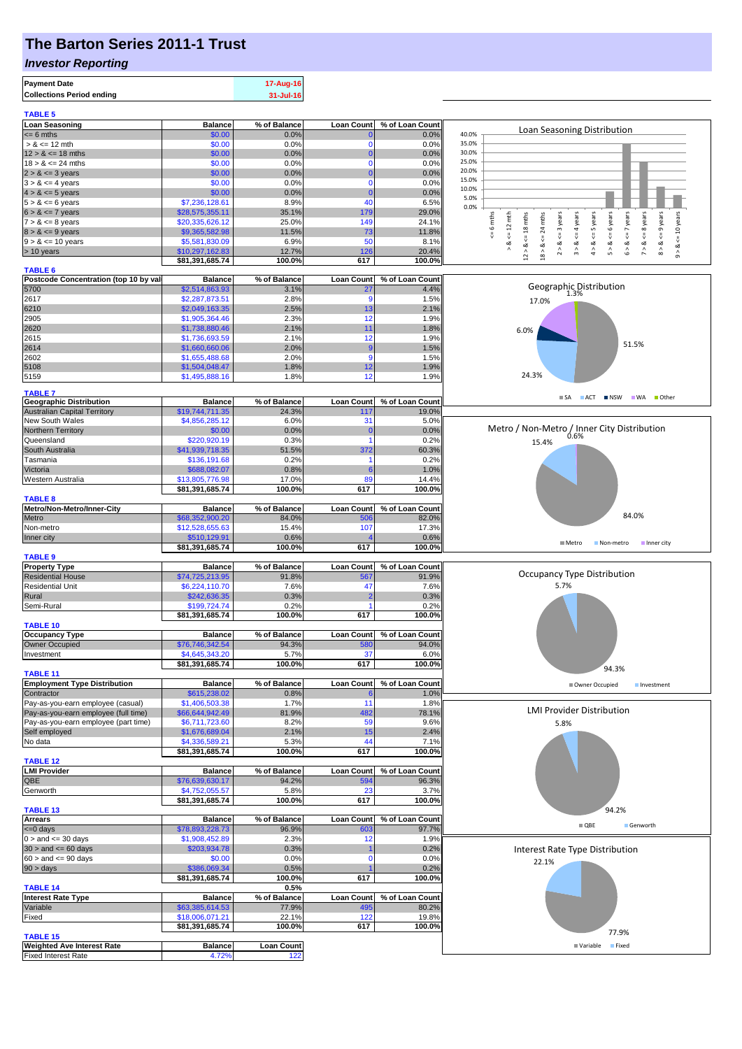# The Barton Series 2011-1 Trust

## *Investor Reporting*

| | |
|---|---|
| **Payment Date** | 17-Aug-16 |
| **Collections Period ending** | 31-Jul-16 |

**TABLE 5**

| Loan Seasoning | Balance | % of Balance | Loan Count | % of Loan Count |
|---|---|---|---|---|
| <= 6 mths | $0.00 | 0.0% | 0 | 0.0% |
| > & <= 12 mth | $0.00 | 0.0% | 0 | 0.0% |
| 12 > & <= 18 mths | $0.00 | 0.0% | 0 | 0.0% |
| 18 > & <= 24 mths | $0.00 | 0.0% | 0 | 0.0% |
| 2 > & <= 3 years | $0.00 | 0.0% | 0 | 0.0% |
| 3 > & <= 4 years | $0.00 | 0.0% | 0 | 0.0% |
| 4 > & <= 5 years | $0.00 | 0.0% | 0 | 0.0% |
| 5 > & <= 6 years | $7,236,128.61 | 8.9% | 40 | 6.5% |
| 6 > & <= 7 years | $28,575,355.11 | 35.1% | 179 | 29.0% |
| 7 > & <= 8 years | $20,335,626.12 | 25.0% | 149 | 24.1% |
| 8 > & <= 9 years | $9,365,582.98 | 11.5% | 73 | 11.8% |
| 9 > & <= 10 years | $5,581,830.09 | 6.9% | 50 | 8.1% |
| > 10 years | $10,297,162.83 | 12.7% | 126 | 20.4% |
| | $81,391,685.74 | 100.0% | 617 | 100.0% |

Loan Seasoning Distribution

40.0%
35.0%
30.0%
25.0%
20.0%
15.0%
10.0%
5.0%
0.0%

<= 6 mths
> & <= 12 mth
12 > & <= 18 mths
18 > & <= 24 mths
2 > & <= 3 years
3 > & <= 4 years
4 > & <= 5 years
5 > & <= 6 years
6 > & <= 7 years
7 > & <= 8 years
8 > & <= 9 years
9 > & <= 10 years

**TABLE 6**

| Postcode Concentration (top 10 by value) | Balance | % of Balance | Loan Count | % of Loan Count |
|---|---|---|---|---|
| 5700 | $2,514,863.93 | 3.1% | 27 | 4.4% |
| 2617 | $2,287,873.51 | 2.8% | 9 | 1.5% |
| 6210 | $2,049,163.35 | 2.5% | 13 | 2.1% |
| 2905 | $1,905,364.46 | 2.3% | 12 | 1.9% |
| 2620 | $1,738,880.46 | 2.1% | 11 | 1.8% |
| 2615 | $1,736,693.59 | 2.1% | 12 | 1.9% |
| 2614 | $1,660,660.06 | 2.0% | 9 | 1.5% |
| 2602 | $1,655,488.68 | 2.0% | 9 | 1.5% |
| 5108 | $1,504,048.47 | 1.8% | 12 | 1.9% |
| 5159 | $1,495,888.16 | 1.8% | 12 | 1.9% |

Geographic Distribution

1.3%
17.0%
6.0%
51.5%
24.3%

SA ACT NSW WA Other

**TABLE 7**

| Geographic Distribution | Balance | % of Balance | Loan Count | % of Loan Count |
|---|---|---|---|---|
| Australian Capital Territory | $19,744,711.35 | 24.3% | 117 | 19.0% |
| New South Wales | $4,856,285.12 | 6.0% | 31 | 5.0% |
| Northern Territory | $0.00 | 0.0% | 0 | 0.0% |
| Queensland | $220,920.19 | 0.3% | 1 | 0.2% |
| South Australia | $41,939,718.35 | 51.5% | 372 | 60.3% |
| Tasmania | $136,191.68 | 0.2% | 1 | 0.2% |
| Victoria | $688,082.07 | 0.8% | 6 | 1.0% |
| Western Australia | $13,805,776.98 | 17.0% | 89 | 14.4% |
| | $81,391,685.74 | 100.0% | 617 | 100.0% |

Metro / Non-Metro / Inner City Distribution

0.6%
15.4%
84.0%

Metro Non-metro Inner city

**TABLE 8**

| Metro/Non-Metro/Inner-City | Balance | % of Balance | Loan Count | % of Loan Count |
|---|---|---|---|---|
| Metro | $68,352,900.20 | 84.0% | 506 | 82.0% |
| Non-metro | $12,528,655.63 | 15.4% | 107 | 17.3% |
| Inner city | $510,129.91 | 0.6% | 4 | 0.6% |
| | $81,391,685.74 | 100.0% | 617 | 100.0% |

**TABLE 9**

| Property Type | Balance | % of Balance | Loan Count | % of Loan Count |
|---|---|---|---|---|
| Residential House | $74,725,213.95 | 91.8% | 567 | 91.9% |
| Residential Unit | $6,224,110.70 | 7.6% | 47 | 7.6% |
| Rural | $242,636.35 | 0.3% | 2 | 0.3% |
| Semi-Rural | $199,724.74 | 0.2% | 1 | 0.2% |
| | $81,391,685.74 | 100.0% | 617 | 100.0% |

Occupancy Type Distribution

5.7%
94.3%

Owner Occupied Investment

**TABLE 10**

| Occupancy Type | Balance | % of Balance | Loan Count | % of Loan Count |
|---|---|---|---|---|
| Owner Occupied | $76,746,342.54 | 94.3% | 580 | 94.0% |
| Investment | $4,645,343.20 | 5.7% | 37 | 6.0% |
| | $81,391,685.74 | 100.0% | 617 | 100.0% |

**TABLE 11**

| Employment Type Distribution | Balance | % of Balance | Loan Count | % of Loan Count |
|---|---|---|---|---|
| Contractor | $615,238.02 | 0.8% | 6 | 1.0% |
| Pay-as-you-earn employee (casual) | $1,406,503.38 | 1.7% | 11 | 1.8% |
| Pay-as-you-earn employee (full time) | $66,644,942.49 | 81.9% | 482 | 78.1% |
| Pay-as-you-earn employee (part time) | $6,711,723.60 | 8.2% | 59 | 9.6% |
| Self employed | $1,676,689.04 | 2.1% | 15 | 2.4% |
| No data | $4,336,589.21 | 5.3% | 44 | 7.1% |
| | $81,391,685.74 | 100.0% | 617 | 100.0% |

LMI Provider Distribution

5.8%
94.2%

QBE Genworth

**TABLE 12**

| LMI Provider | Balance | % of Balance | Loan Count | % of Loan Count |
|---|---|---|---|---|
| QBE | $76,639,630.17 | 94.2% | 594 | 96.3% |
| Genworth | $4,752,055.57 | 5.8% | 23 | 3.7% |
| | $81,391,685.74 | 100.0% | 617 | 100.0% |

**TABLE 13**

| Arrears | Balance | % of Balance | Loan Count | % of Loan Count |
|---|---|---|---|---|
| <=0 days | $78,893,228.73 | 96.9% | 603 | 97.7% |
| 0 > and <= 30 days | $1,908,452.89 | 2.3% | 12 | 1.9% |
| 30 > and <= 60 days | $203,934.78 | 0.3% | 1 | 0.2% |
| 60 > and <= 90 days | $0.00 | 0.0% | 0 | 0.0% |
| 90 > days | $386,069.34 | 0.5% | 1 | 0.2% |
| | $81,391,685.74 | 100.0% | 617 | 100.0% |
| | | 0.5% | | |

Interest Rate Type Distribution

22.1%
77.9%

Variable Fixed

**TABLE 14**

| Interest Rate Type | Balance | % of Balance | Loan Count | % of Loan Count |
|---|---|---|---|---|
| Variable | $63,385,614.53 | 77.9% | 495 | 80.2% |
| Fixed | $18,006,071.21 | 22.1% | 122 | 19.8% |
| | $81,391,685.74 | 100.0% | 617 | 100.0% |

**TABLE 15**

| Weighted Ave Interest Rate | Balance | Loan Count |
|---|---|---|
| Fixed Interest Rate | 4.72% | 122 |